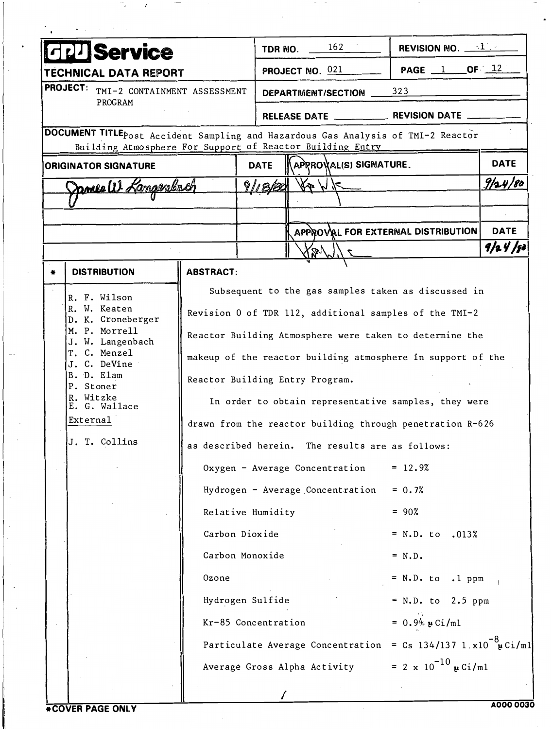# GPU Service

## TECHNICAL DATA REPORT

| | | |
|---|---|---|
| **PROJECT:** TMI-2 CONTAINMENT ASSESSMENT PROGRAM | **TDR NO.** 162 | **REVISION NO.** 1 |
| | **PROJECT NO.** 021 | **PAGE** 1 **OF** 12 |
| | **DEPARTMENT/SECTION** 323 | |
| | **RELEASE DATE** | **REVISION DATE** |

**DOCUMENT TITLE:** Post Accident Sampling and Hazardous Gas Analysis of TMI-2 Reactor Building Atmosphere For Support of Reactor Building Entry

| ORIGINATOR SIGNATURE | DATE | APPROVAL(S) SIGNATURE | DATE |
|---|---|---|---|
| James W. Langenbach | 9/18/80 | [signature] | 9/24/80 |
| | | | |
| | | **APPROVAL FOR EXTERNAL DISTRIBUTION** | **DATE** |
| | | [signature] | 9/24/80 |

**\* DISTRIBUTION**

R. F. Wilson
R. W. Keaten
D. K. Croneberger
M. P. Morrell
J. W. Langenbach
T. C. Menzel
J. C. DeVine
B. D. Elam
P. Stoner
R. Witzke
E. G. Wallace

External

J. T. Collins

**ABSTRACT:**

Subsequent to the gas samples taken as discussed in Revision 0 of TDR 112, additional samples of the TMI-2 Reactor Building Atmosphere were taken to determine the makeup of the reactor building atmosphere in support of the Reactor Building Entry Program.

In order to obtain representative samples, they were drawn from the reactor building through penetration R-626 as described herein. The results are as follows:

| | |
|---|---|
| Oxygen - Average Concentration | = 12.9% |
| Hydrogen - Average Concentration | = 0.7% |
| Relative Humidity | = 90% |
| Carbon Dioxide | = N.D. to .013% |
| Carbon Monoxide | = N.D. |
| Ozone | = N.D. to .1 ppm |
| Hydrogen Sulfide | = N.D. to 2.5 ppm |
| Kr-85 Concentration | = 0.94 $\mu$Ci/ml |
| Particulate Average Concentration | = Cs 134/137 $1 \times 10^{-8}$ $\mu$Ci/ml |
| Average Gross Alpha Activity | = $2 \times 10^{-10}$ $\mu$Ci/ml |

\*COVER PAGE ONLY

A000 0030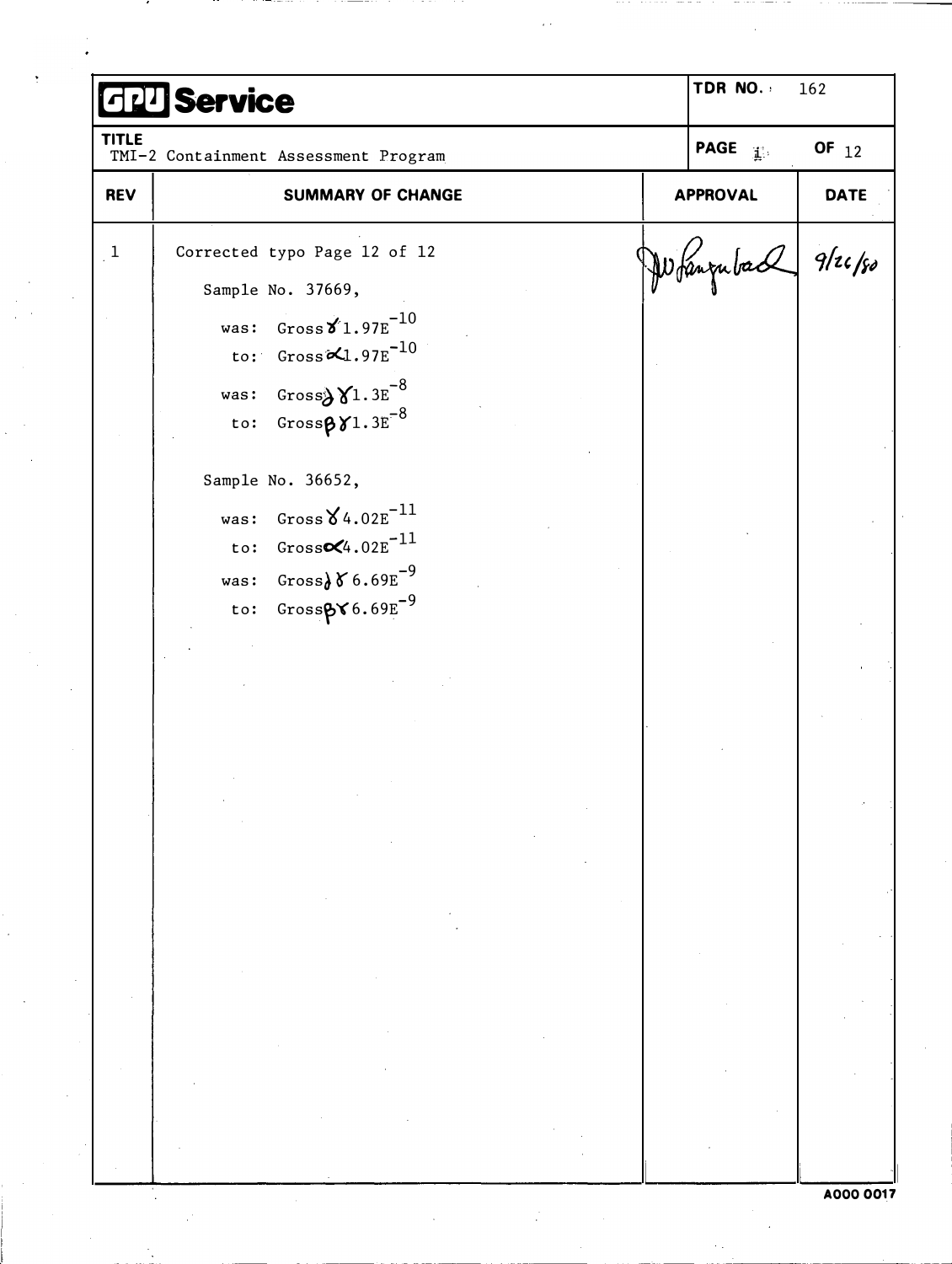# GPU Service

| TDR NO. | 162 |
|---|---|
| PAGE | i OF 12 |

**TITLE**
TMI-2 Containment Assessment Program

| REV | SUMMARY OF CHANGE | APPROVAL | DATE |
|---|---|---|---|
| 1 | Corrected typo Page 12 of 12<br><br>Sample No. 37669,<br><br>was: Gross $\gamma$ 1.97E$^{-10}$<br>to: Gross $\alpha$ 1.97E$^{-10}$<br><br>was: Gross $\gamma\gamma$ 1.3E$^{-8}$<br>to: Gross $\beta\gamma$ 1.3E$^{-8}$<br><br>Sample No. 36652,<br><br>was: Gross $\gamma$ 4.02E$^{-11}$<br>to: Gross $\alpha$ 4.02E$^{-11}$<br><br>was: Gross $\gamma\gamma$ 6.69E$^{-9}$<br>to: Gross $\beta\gamma$ 6.69E$^{-9}$ | JW Langenbach | 9/26/80 |

A000 0017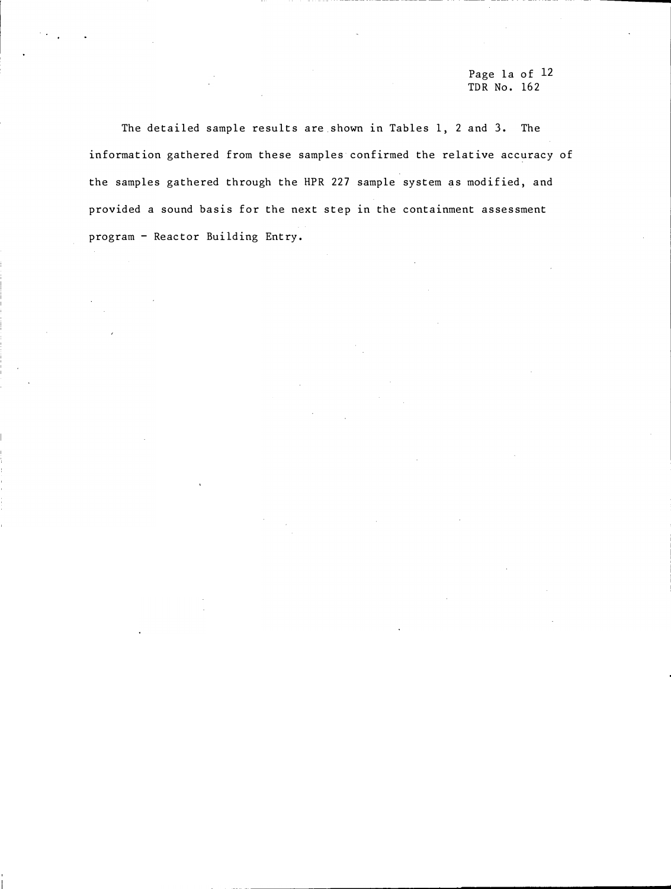The detailed sample results are shown in Tables 1, 2 and 3. The information gathered from these samples confirmed the relative accuracy of the samples gathered through the HPR 227 sample system as modified, and provided a sound basis for the next step in the containment assessment program - Reactor Building Entry.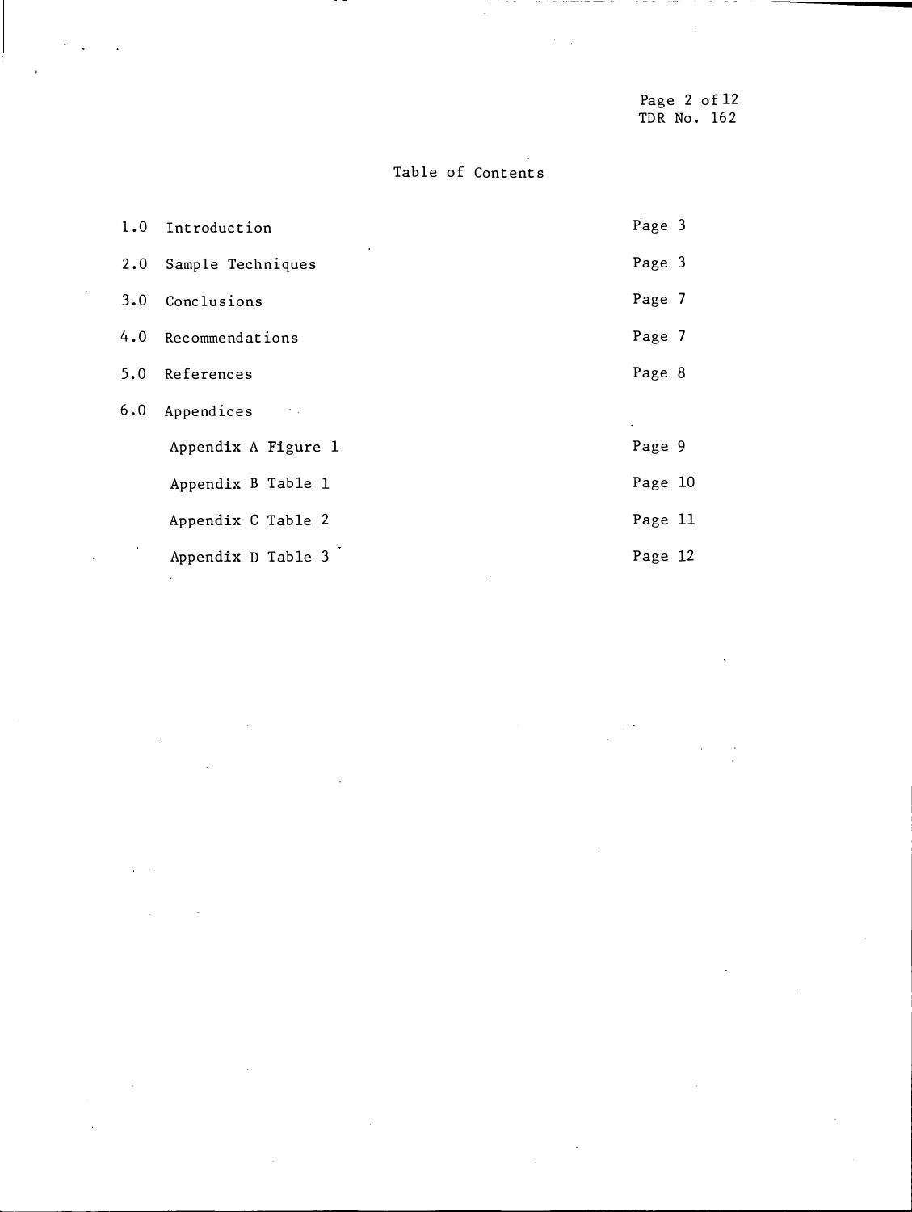## Table of Contents

| | | |
|---|---|---|
| 1.0 | Introduction | Page 3 |
| 2.0 | Sample Techniques | Page 3 |
| 3.0 | Conclusions | Page 7 |
| 4.0 | Recommendations | Page 7 |
| 5.0 | References | Page 8 |
| 6.0 | Appendices | |
| | Appendix A Figure 1 | Page 9 |
| | Appendix B Table 1 | Page 10 |
| | Appendix C Table 2 | Page 11 |
| | Appendix D Table 3 | Page 12 |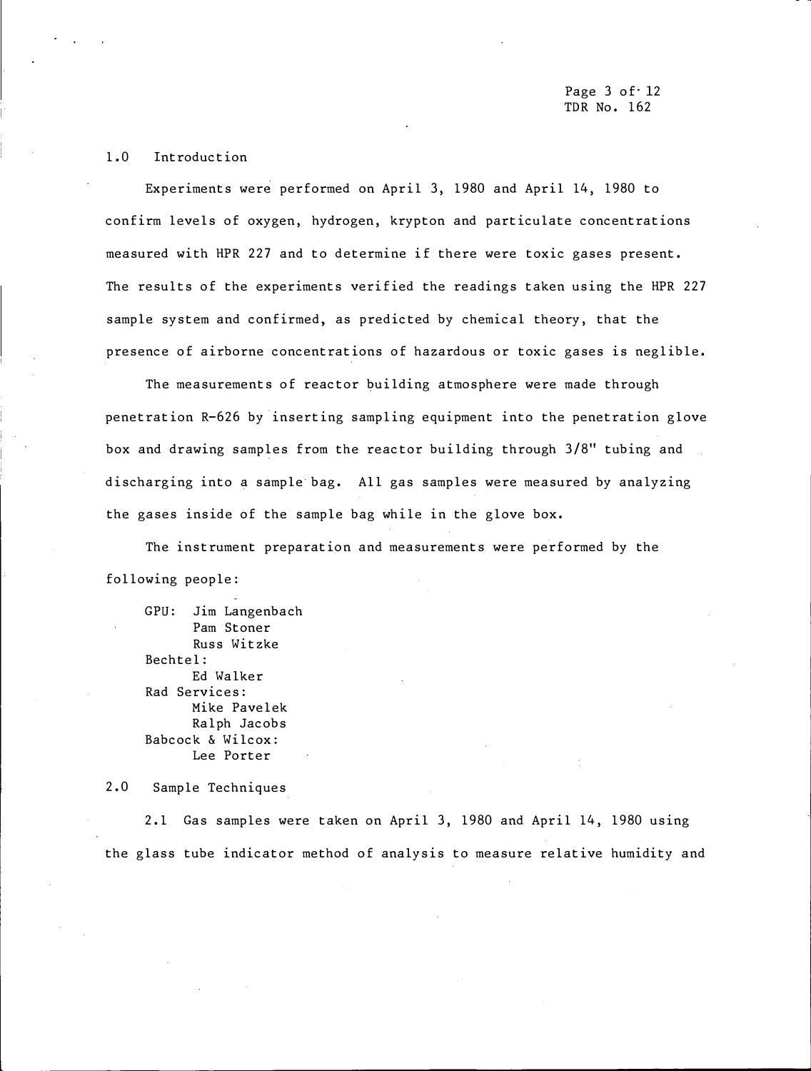## 1.0 Introduction

Experiments were performed on April 3, 1980 and April 14, 1980 to confirm levels of oxygen, hydrogen, krypton and particulate concentrations measured with HPR 227 and to determine if there were toxic gases present. The results of the experiments verified the readings taken using the HPR 227 sample system and confirmed, as predicted by chemical theory, that the presence of airborne concentrations of hazardous or toxic gases is neglible.

The measurements of reactor building atmosphere were made through penetration R-626 by inserting sampling equipment into the penetration glove box and drawing samples from the reactor building through 3/8" tubing and discharging into a sample bag. All gas samples were measured by analyzing the gases inside of the sample bag while in the glove box.

The instrument preparation and measurements were performed by the following people:

GPU: Jim Langenbach
Pam Stoner
Russ Witzke

Bechtel:
Ed Walker

Rad Services:
Mike Pavelek
Ralph Jacobs

Babcock & Wilcox:
Lee Porter

## 2.0 Sample Techniques

2.1 Gas samples were taken on April 3, 1980 and April 14, 1980 using the glass tube indicator method of analysis to measure relative humidity and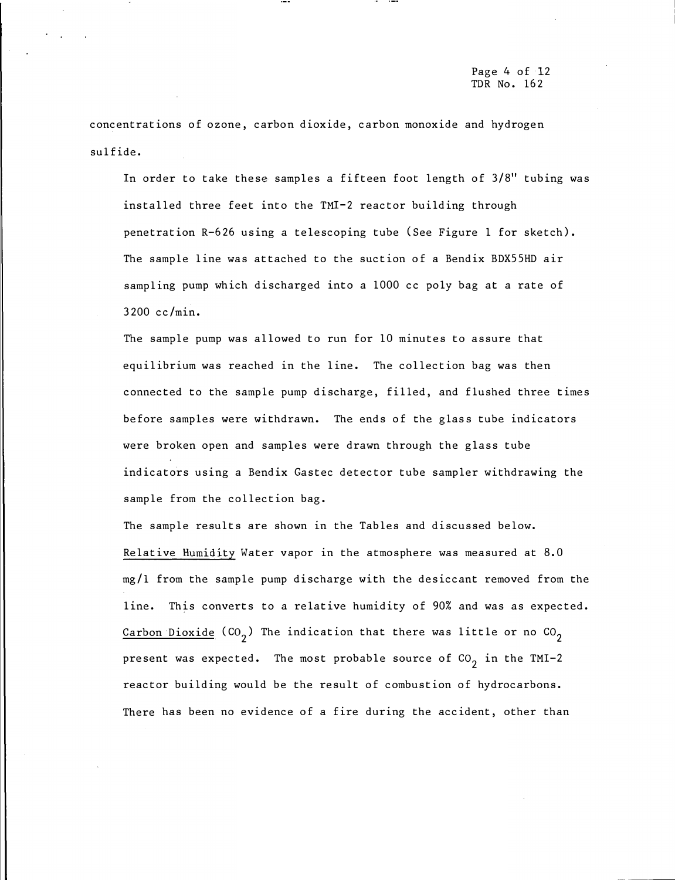concentrations of ozone, carbon dioxide, carbon monoxide and hydrogen sulfide.

In order to take these samples a fifteen foot length of 3/8" tubing was installed three feet into the TMI-2 reactor building through penetration R-626 using a telescoping tube (See Figure 1 for sketch). The sample line was attached to the suction of a Bendix BDX55HD air sampling pump which discharged into a 1000 cc poly bag at a rate of 3200 cc/min.

The sample pump was allowed to run for 10 minutes to assure that equilibrium was reached in the line. The collection bag was then connected to the sample pump discharge, filled, and flushed three times before samples were withdrawn. The ends of the glass tube indicators were broken open and samples were drawn through the glass tube indicators using a Bendix Gastec detector tube sampler withdrawing the sample from the collection bag.

The sample results are shown in the Tables and discussed below.

Relative Humidity Water vapor in the atmosphere was measured at 8.0 mg/l from the sample pump discharge with the desiccant removed from the line. This converts to a relative humidity of 90% and was as expected.

Carbon Dioxide ($CO_2$) The indication that there was little or no $CO_2$ present was expected. The most probable source of $CO_2$ in the TMI-2 reactor building would be the result of combustion of hydrocarbons. There has been no evidence of a fire during the accident, other than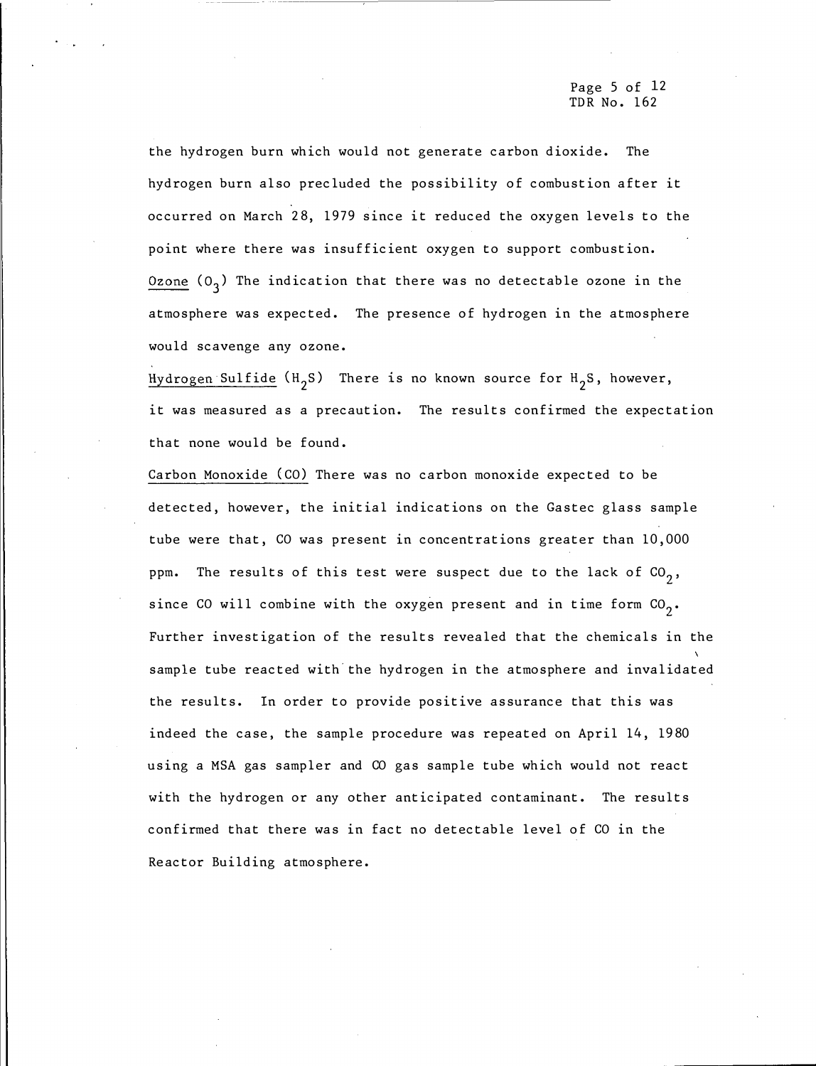the hydrogen burn which would not generate carbon dioxide. The hydrogen burn also precluded the possibility of combustion after it occurred on March 28, 1979 since it reduced the oxygen levels to the point where there was insufficient oxygen to support combustion.

Ozone ($O_3$) The indication that there was no detectable ozone in the atmosphere was expected. The presence of hydrogen in the atmosphere would scavenge any ozone.

Hydrogen Sulfide ($H_2S$) There is no known source for $H_2S$, however, it was measured as a precaution. The results confirmed the expectation that none would be found.

Carbon Monoxide (CO) There was no carbon monoxide expected to be detected, however, the initial indications on the Gastec glass sample tube were that, CO was present in concentrations greater than 10,000 ppm. The results of this test were suspect due to the lack of $CO_2$, since CO will combine with the oxygen present and in time form $CO_2$. Further investigation of the results revealed that the chemicals in the sample tube reacted with the hydrogen in the atmosphere and invalidated the results. In order to provide positive assurance that this was indeed the case, the sample procedure was repeated on April 14, 1980 using a MSA gas sampler and CO gas sample tube which would not react with the hydrogen or any other anticipated contaminant. The results confirmed that there was in fact no detectable level of CO in the Reactor Building atmosphere.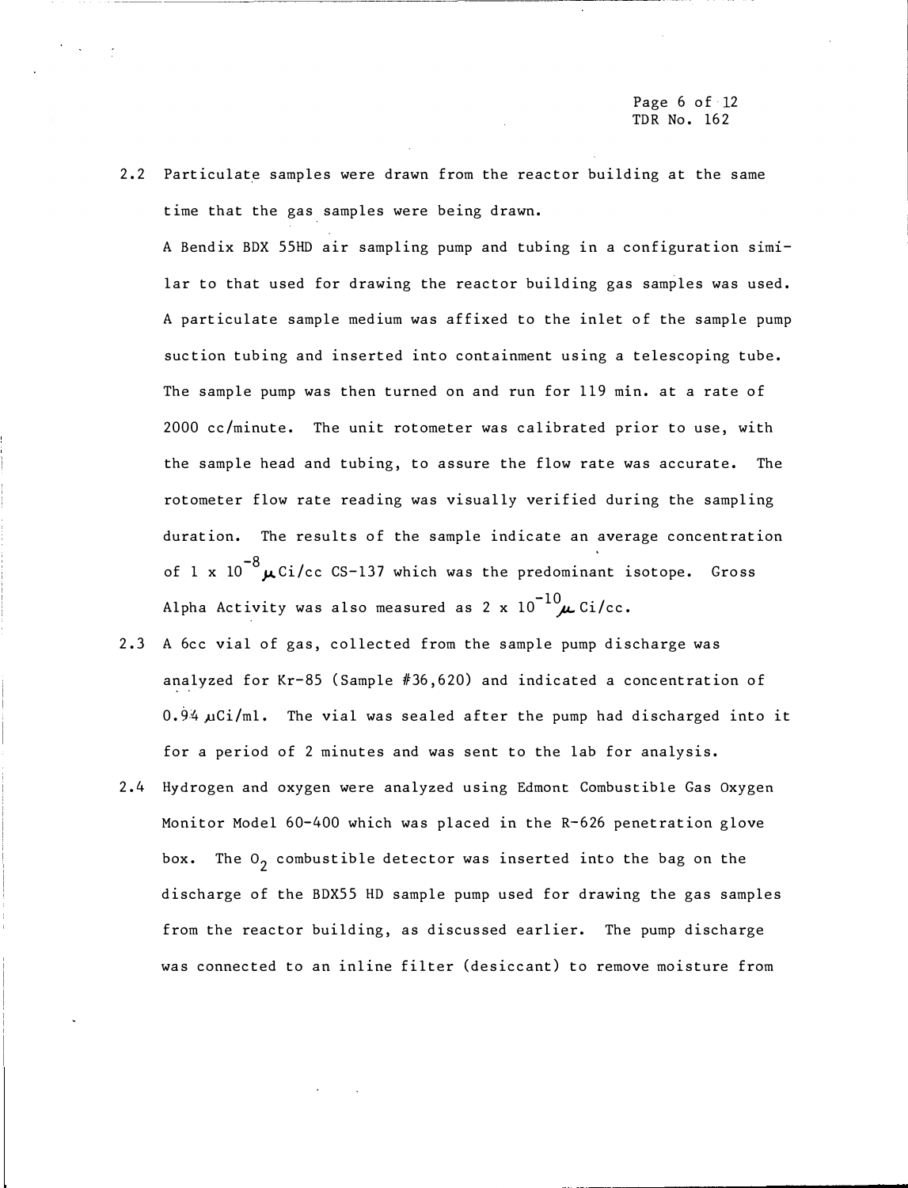2.2 Particulate samples were drawn from the reactor building at the same time that the gas samples were being drawn.

A Bendix BDX 55HD air sampling pump and tubing in a configuration similar to that used for drawing the reactor building gas samples was used. A particulate sample medium was affixed to the inlet of the sample pump suction tubing and inserted into containment using a telescoping tube. The sample pump was then turned on and run for 119 min. at a rate of 2000 cc/minute. The unit rotometer was calibrated prior to use, with the sample head and tubing, to assure the flow rate was accurate. The rotometer flow rate reading was visually verified during the sampling duration. The results of the sample indicate an average concentration of $1 \times 10^{-8}$ $\mu$Ci/cc CS-137 which was the predominant isotope. Gross Alpha Activity was also measured as $2 \times 10^{-10}$ $\mu$Ci/cc.

2.3 A 6cc vial of gas, collected from the sample pump discharge was analyzed for Kr-85 (Sample #36,620) and indicated a concentration of 0.94 $\mu$Ci/ml. The vial was sealed after the pump had discharged into it for a period of 2 minutes and was sent to the lab for analysis.

2.4 Hydrogen and oxygen were analyzed using Edmont Combustible Gas Oxygen Monitor Model 60-400 which was placed in the R-626 penetration glove box. The $O_2$ combustible detector was inserted into the bag on the discharge of the BDX55 HD sample pump used for drawing the gas samples from the reactor building, as discussed earlier. The pump discharge was connected to an inline filter (desiccant) to remove moisture from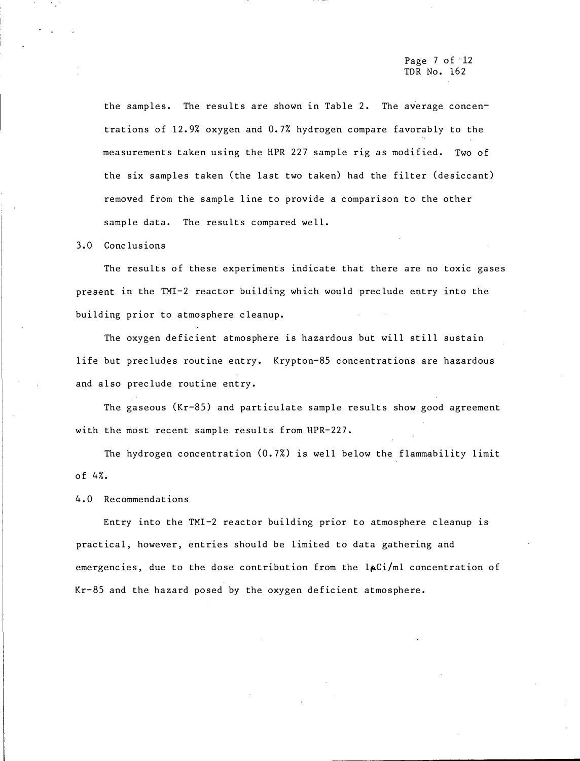the samples. The results are shown in Table 2. The average concentrations of 12.9% oxygen and 0.7% hydrogen compare favorably to the measurements taken using the HPR 227 sample rig as modified. Two of the six samples taken (the last two taken) had the filter (desiccant) removed from the sample line to provide a comparison to the other sample data. The results compared well.

## 3.0 Conclusions

The results of these experiments indicate that there are no toxic gases present in the TMI-2 reactor building which would preclude entry into the building prior to atmosphere cleanup.

The oxygen deficient atmosphere is hazardous but will still sustain life but precludes routine entry. Krypton-85 concentrations are hazardous and also preclude routine entry.

The gaseous (Kr-85) and particulate sample results show good agreement with the most recent sample results from HPR-227.

The hydrogen concentration (0.7%) is well below the flammability limit of 4%.

## 4.0 Recommendations

Entry into the TMI-2 reactor building prior to atmosphere cleanup is practical, however, entries should be limited to data gathering and emergencies, due to the dose contribution from the 1 $\mu$Ci/ml concentration of Kr-85 and the hazard posed by the oxygen deficient atmosphere.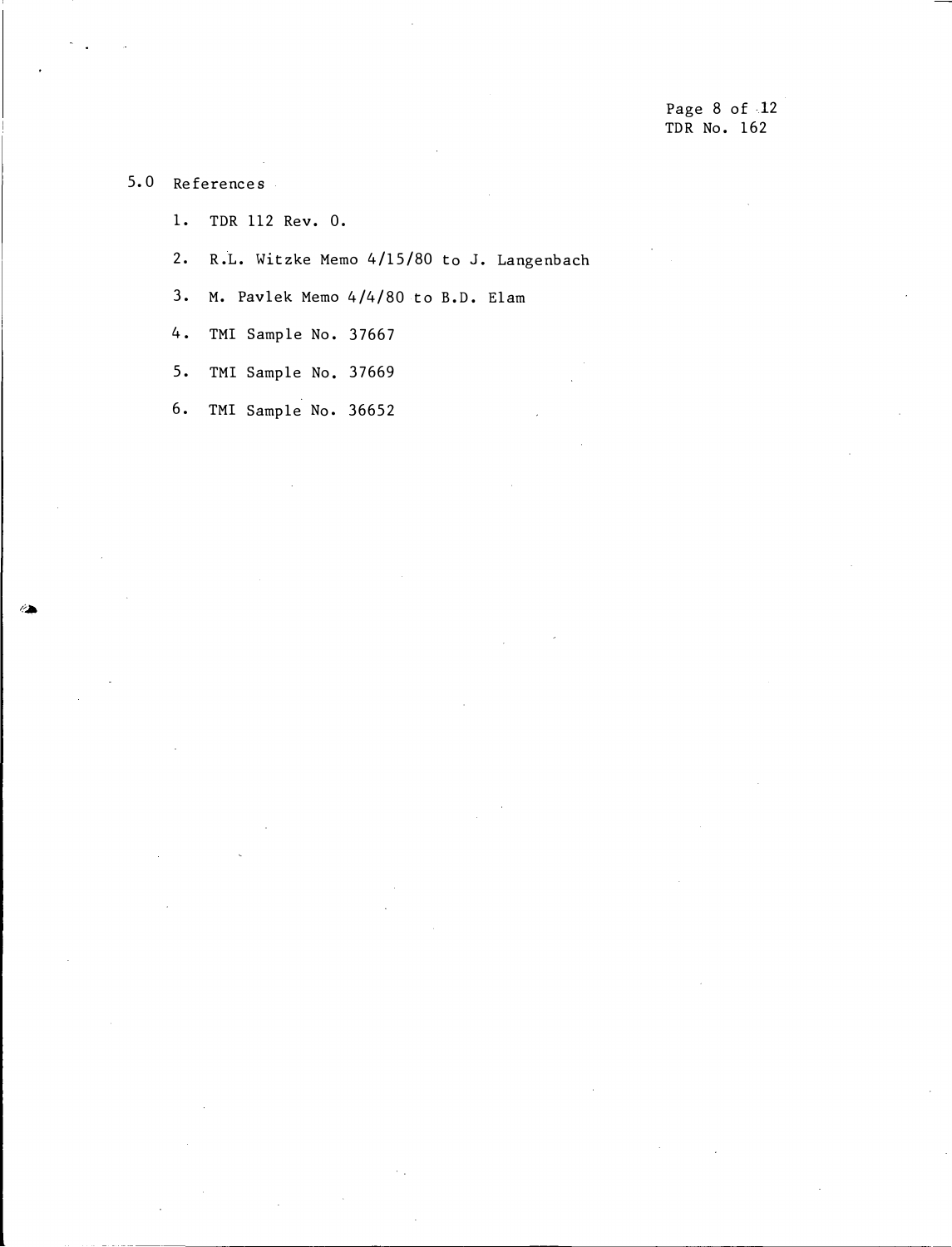## 5.0 References

1. TDR 112 Rev. 0.
2. R.L. Witzke Memo 4/15/80 to J. Langenbach
3. M. Pavlek Memo 4/4/80 to B.D. Elam
4. TMI Sample No. 37667
5. TMI Sample No. 37669
6. TMI Sample No. 36652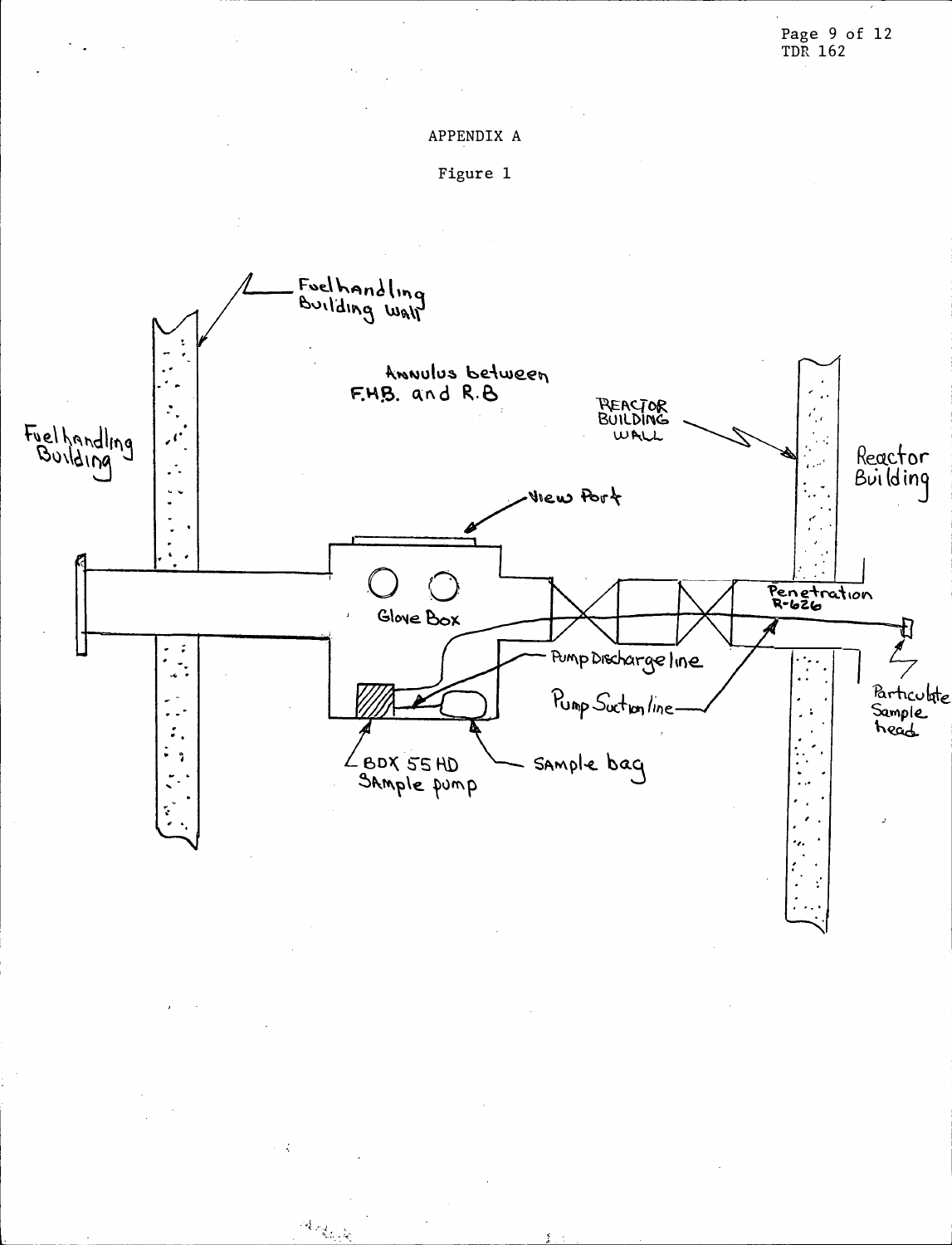APPENDIX A

Figure 1

Fuel handling Building Wall

Annulus between F.H.B. and R.B

Reactor Building Wall

Fuel handling Building

Reactor Building

View Port

Glove Box

Penetration R-626

Pump Discharge line

Pump Suction line

Particulate Sample head

BDX 55 HD Sample pump

Sample bag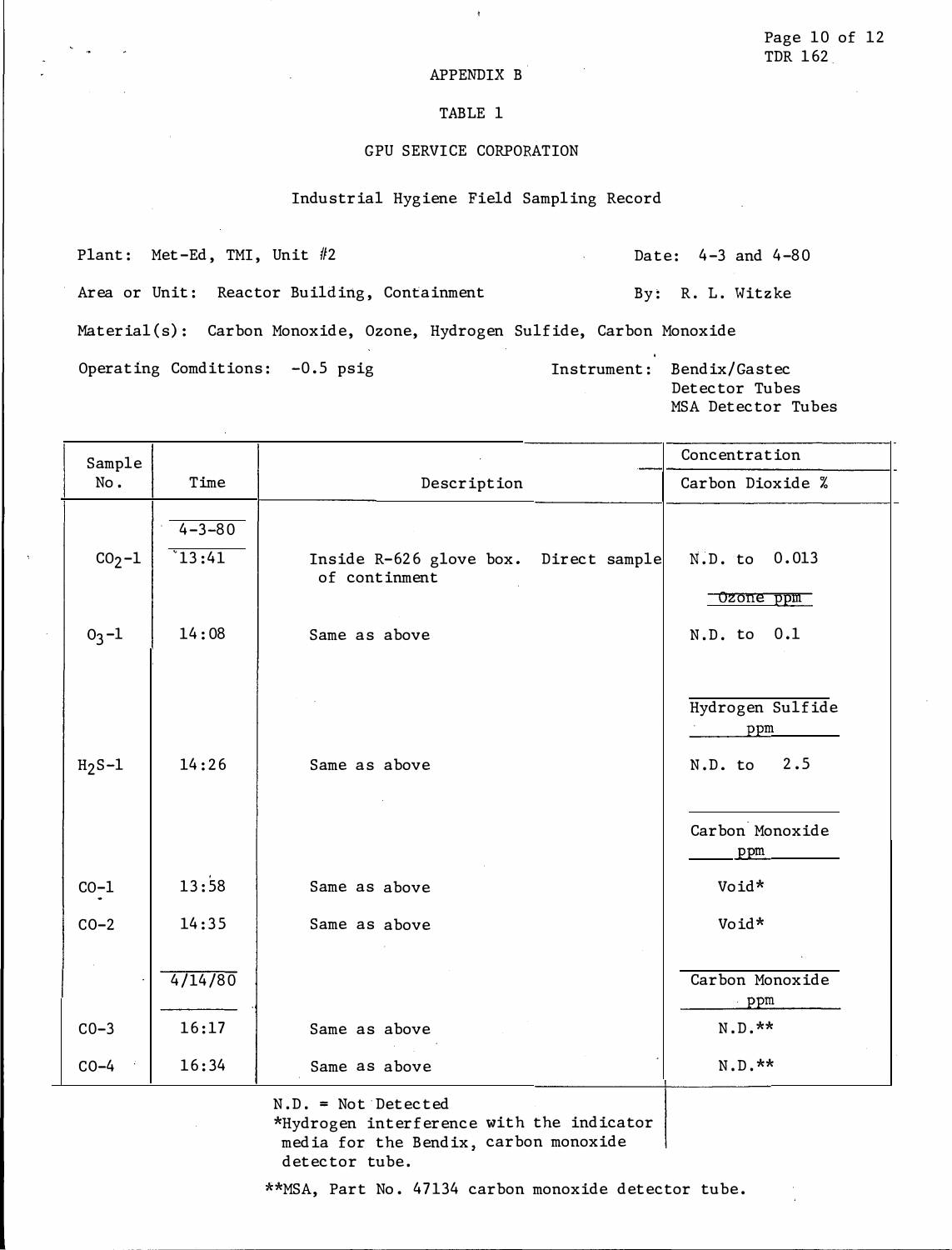APPENDIX B

TABLE 1

GPU SERVICE CORPORATION

Industrial Hygiene Field Sampling Record

Plant: Met-Ed, TMI, Unit #2 Date: 4-3 and 4-80

Area or Unit: Reactor Building, Containment By: R. L. Witzke

Material(s): Carbon Monoxide, Ozone, Hydrogen Sulfide, Carbon Monoxide

Operating Comditions: -0.5 psig Instrument: Bendix/Gastec Detector Tubes, MSA Detector Tubes

| Sample No. | Time | Description | Concentration |
|---|---|---|---|
| | | | Carbon Dioxide % |
| | 4-3-80 | | |
| $CO_2$-1 | 13:41 | Inside R-626 glove box. Direct sample of continment | N.D. to 0.013 |
| | | | Ozone ppm |
| $O_3$-1 | 14:08 | Same as above | N.D. to 0.1 |
| | | | Hydrogen Sulfide ppm |
| $H_2S$-1 | 14:26 | Same as above | N.D. to 2.5 |
| | | | Carbon Monoxide ppm |
| CO-1 | 13:58 | Same as above | Void* |
| CO-2 | 14:35 | Same as above | Void* |
| | 4/14/80 | | Carbon Monoxide ppm |
| CO-3 | 16:17 | Same as above | N.D.** |
| CO-4 | 16:34 | Same as above | N.D.** |

N.D. = Not Detected

*Hydrogen interference with the indicator media for the Bendix, carbon monoxide detector tube.

**MSA, Part No. 47134 carbon monoxide detector tube.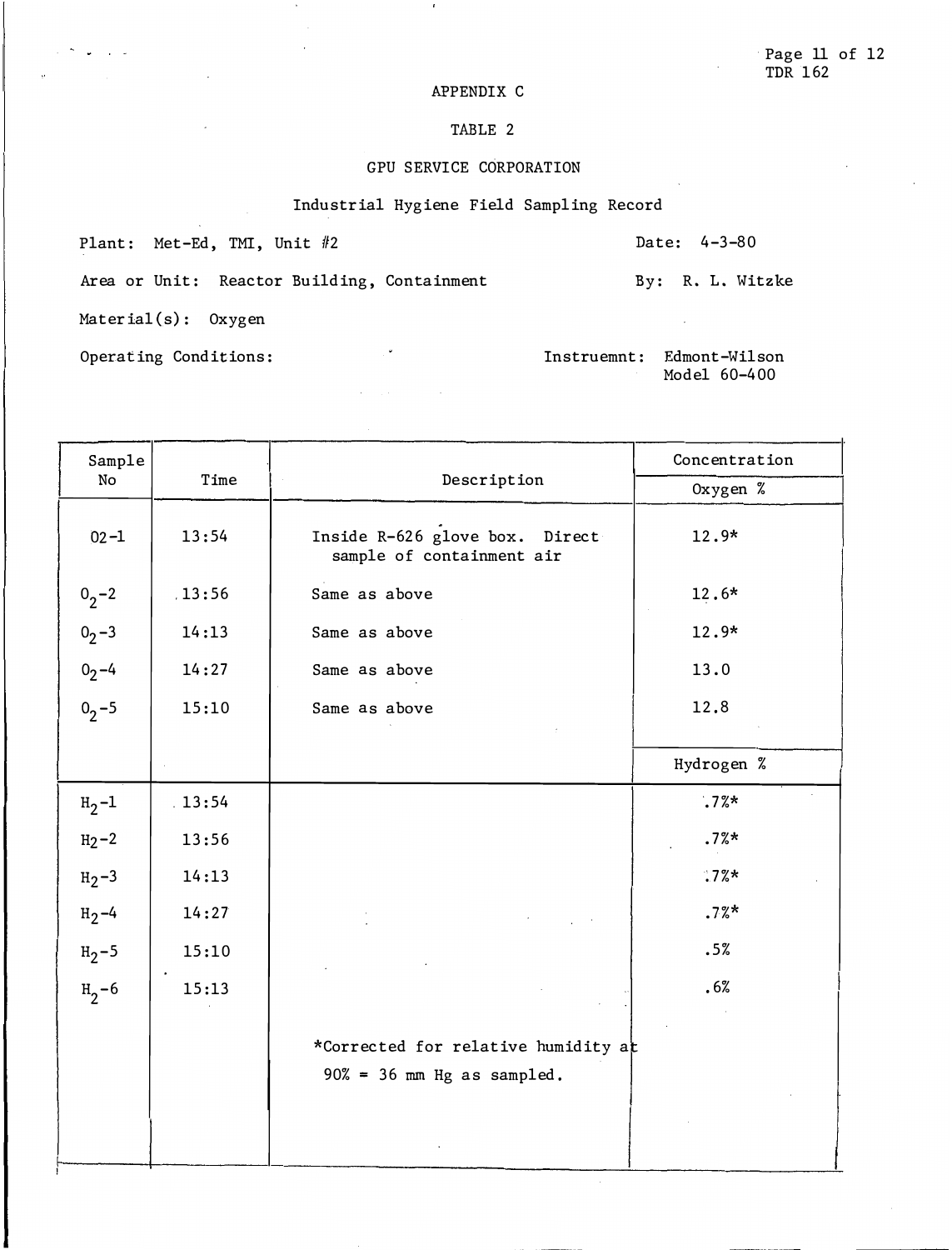APPENDIX C

TABLE 2

GPU SERVICE CORPORATION

Industrial Hygiene Field Sampling Record

Plant: Met-Ed, TMI, Unit #2 — Date: 4-3-80

Area or Unit: Reactor Building, Containment — By: R. L. Witzke

Material(s): Oxygen

Operating Conditions: — Instruemnt: Edmont-Wilson Model 60-400

| Sample No | Time | Description | Concentration |
|---|---|---|---|
| | | | Oxygen % |
| 02-1 | 13:54 | Inside R-626 glove box. Direct sample of containment air | 12.9* |
| $0_2$-2 | 13:56 | Same as above | 12.6* |
| $0_2$-3 | 14:13 | Same as above | 12.9* |
| $0_2$-4 | 14:27 | Same as above | 13.0 |
| $0_2$-5 | 15:10 | Same as above | 12.8 |
| | | | Hydrogen % |
| $H_2$-1 | 13:54 | | .7%* |
| $H_2$-2 | 13:56 | | .7%* |
| $H_2$-3 | 14:13 | | .7%* |
| $H_2$-4 | 14:27 | | .7%* |
| $H_2$-5 | 15:10 | | .5% |
| $H_2$-6 | 15:13 | | .6% |
| | | *Corrected for relative humidity at 90% = 36 mm Hg as sampled. | |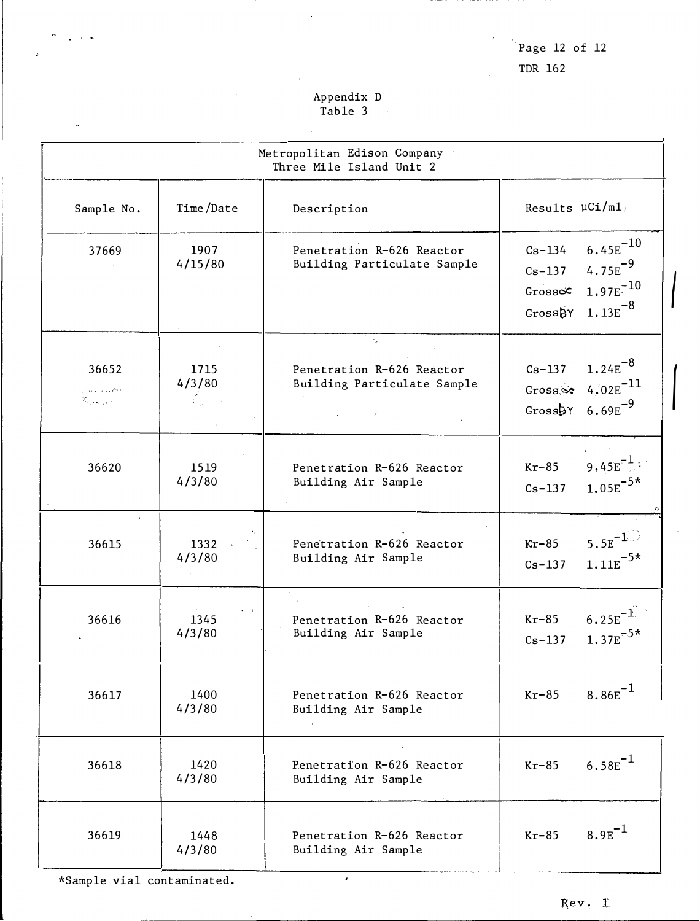Appendix D
Table 3

| Metropolitan Edison Company Three Mile Island Unit 2 | | | |
|---|---|---|---|
| Sample No. | Time/Date | Description | Results μCi/ml |
| 37669 | 1907 4/15/80 | Penetration R-626 Reactor Building Particulate Sample | Cs-134 $6.45E^{-10}$ Cs-137 $4.75E^{-9}$ Gross α $1.97E^{-10}$ Gross βγ $1.13E^{-8}$ |
| 36652 | 1715 4/3/80 | Penetration R-626 Reactor Building Particulate Sample | Cs-137 $1.24E^{-8}$ Gross α $4.02E^{-11}$ Gross βγ $6.69E^{-9}$ |
| 36620 | 1519 4/3/80 | Penetration R-626 Reactor Building Air Sample | Kr-85 $9.45E^{-1}$ Cs-137 $1.05E^{-5}$* |
| 36615 | 1332 4/3/80 | Penetration R-626 Reactor Building Air Sample | Kr-85 $5.5E^{-1}$ Cs-137 $1.11E^{-5}$* |
| 36616 | 1345 4/3/80 | Penetration R-626 Reactor Building Air Sample | Kr-85 $6.25E^{-1}$ Cs-137 $1.37E^{-5}$* |
| 36617 | 1400 4/3/80 | Penetration R-626 Reactor Building Air Sample | Kr-85 $8.86E^{-1}$ |
| 36618 | 1420 4/3/80 | Penetration R-626 Reactor Building Air Sample | Kr-85 $6.58E^{-1}$ |
| 36619 | 1448 4/3/80 | Penetration R-626 Reactor Building Air Sample | Kr-85 $8.9E^{-1}$ |

*Sample vial contaminated.

Rev. 1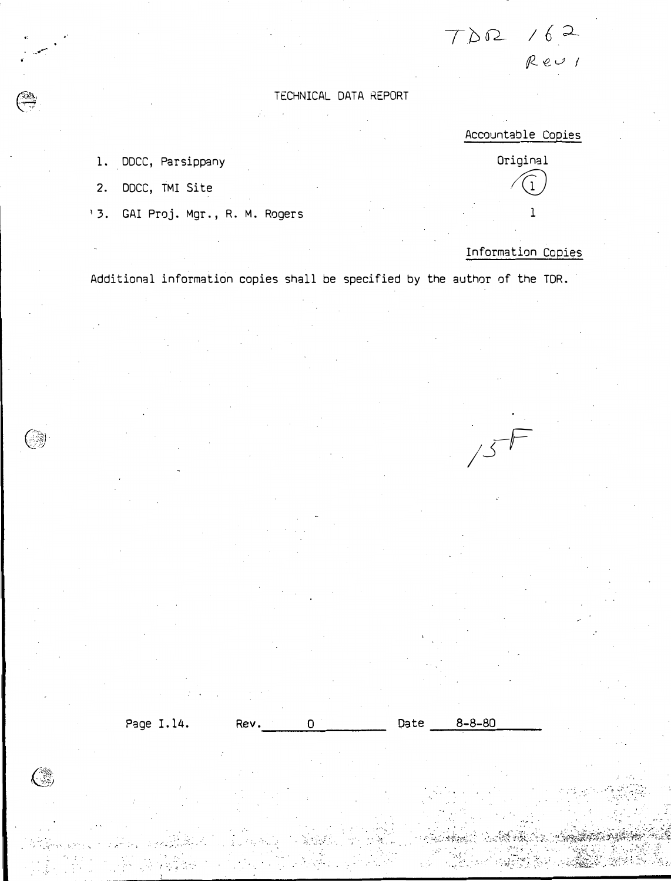TDR 162
Rev 1

# TECHNICAL DATA REPORT

| | Accountable Copies |
|---|---|
| 1. DDCC, Parsippany | Original |
| 2. DDCC, TMI Site | (1) |
| 3. GAI Proj. Mgr., R. M. Rogers | 1 |

Information Copies

Additional information copies shall be specified by the author of the TDR.

15F

Page I.14. Rev. 0 Date 8-8-80